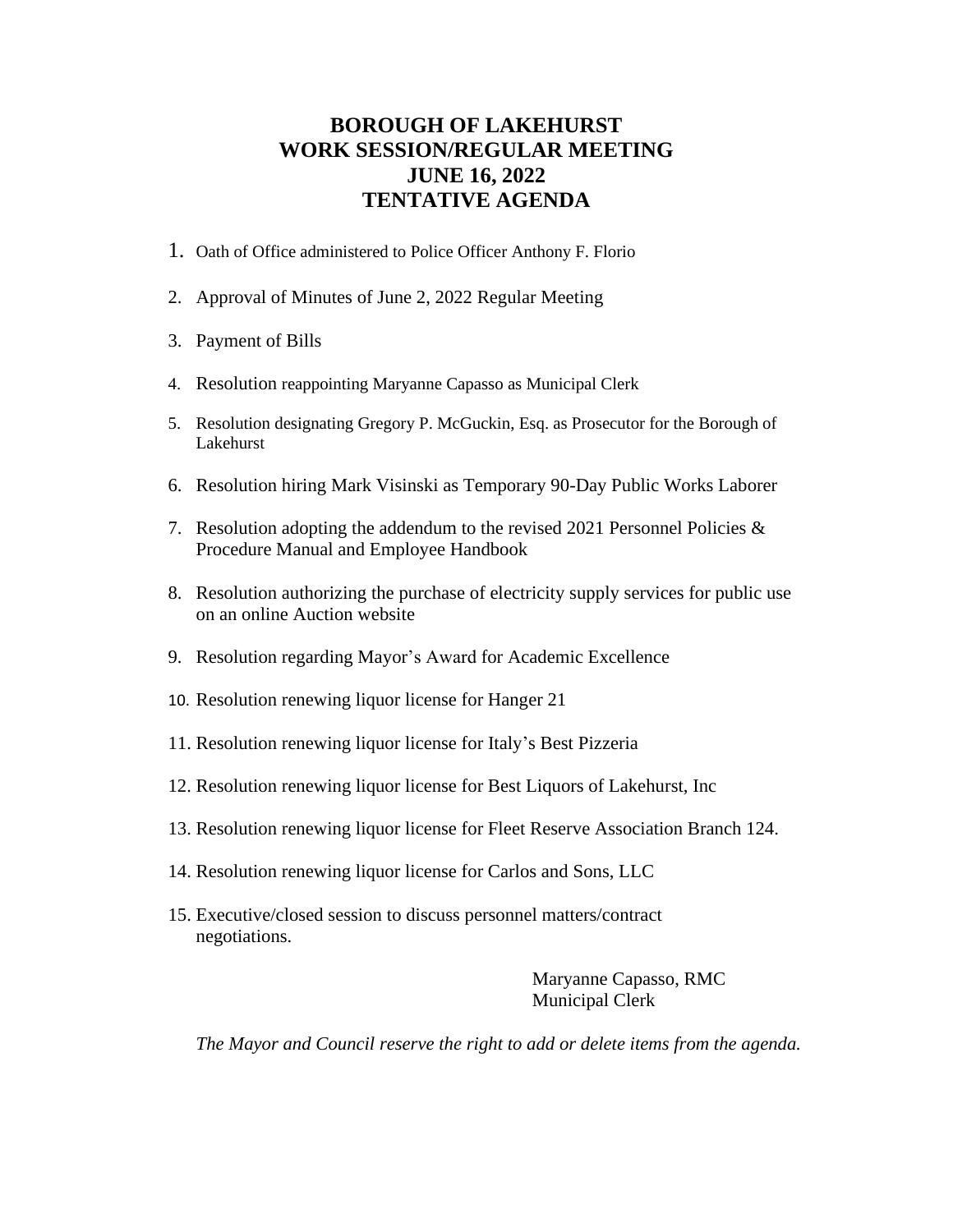# BOROUGH OF LAKEHURST
# WORK SESSION/REGULAR MEETING
# JUNE 16, 2022
# TENTATIVE AGENDA

1. Oath of Office administered to Police Officer Anthony F. Florio
2. Approval of Minutes of June 2, 2022 Regular Meeting
3. Payment of Bills
4. Resolution reappointing Maryanne Capasso as Municipal Clerk
5. Resolution designating Gregory P. McGuckin, Esq. as Prosecutor for the Borough of Lakehurst
6. Resolution hiring Mark Visinski as Temporary 90-Day Public Works Laborer
7. Resolution adopting the addendum to the revised 2021 Personnel Policies & Procedure Manual and Employee Handbook
8. Resolution authorizing the purchase of electricity supply services for public use on an online Auction website
9. Resolution regarding Mayor's Award for Academic Excellence
10. Resolution renewing liquor license for Hanger 21
11. Resolution renewing liquor license for Italy's Best Pizzeria
12. Resolution renewing liquor license for Best Liquors of Lakehurst, Inc
13. Resolution renewing liquor license for Fleet Reserve Association Branch 124.
14. Resolution renewing liquor license for Carlos and Sons, LLC
15. Executive/closed session to discuss personnel matters/contract negotiations.

Maryanne Capasso, RMC
Municipal Clerk

*The Mayor and Council reserve the right to add or delete items from the agenda.*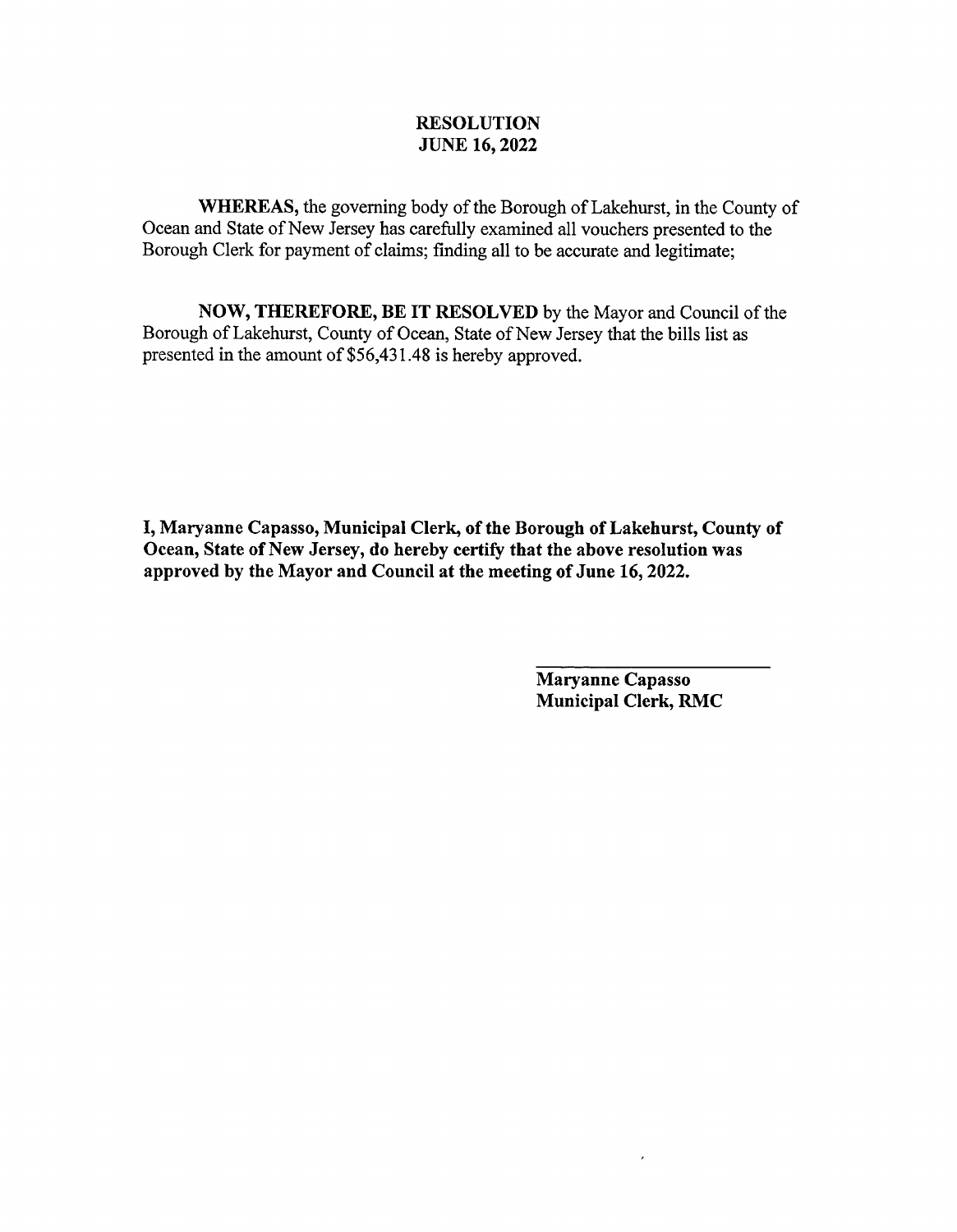# RESOLUTION
## JUNE 16, 2022

**WHEREAS,** the governing body of the Borough of Lakehurst, in the County of Ocean and State of New Jersey has carefully examined all vouchers presented to the Borough Clerk for payment of claims; finding all to be accurate and legitimate;

**NOW, THEREFORE, BE IT RESOLVED** by the Mayor and Council of the Borough of Lakehurst, County of Ocean, State of New Jersey that the bills list as presented in the amount of $56,431.48 is hereby approved.

**I, Maryanne Capasso, Municipal Clerk, of the Borough of Lakehurst, County of Ocean, State of New Jersey, do hereby certify that the above resolution was approved by the Mayor and Council at the meeting of June 16, 2022.**

**Maryanne Capasso**
**Municipal Clerk, RMC**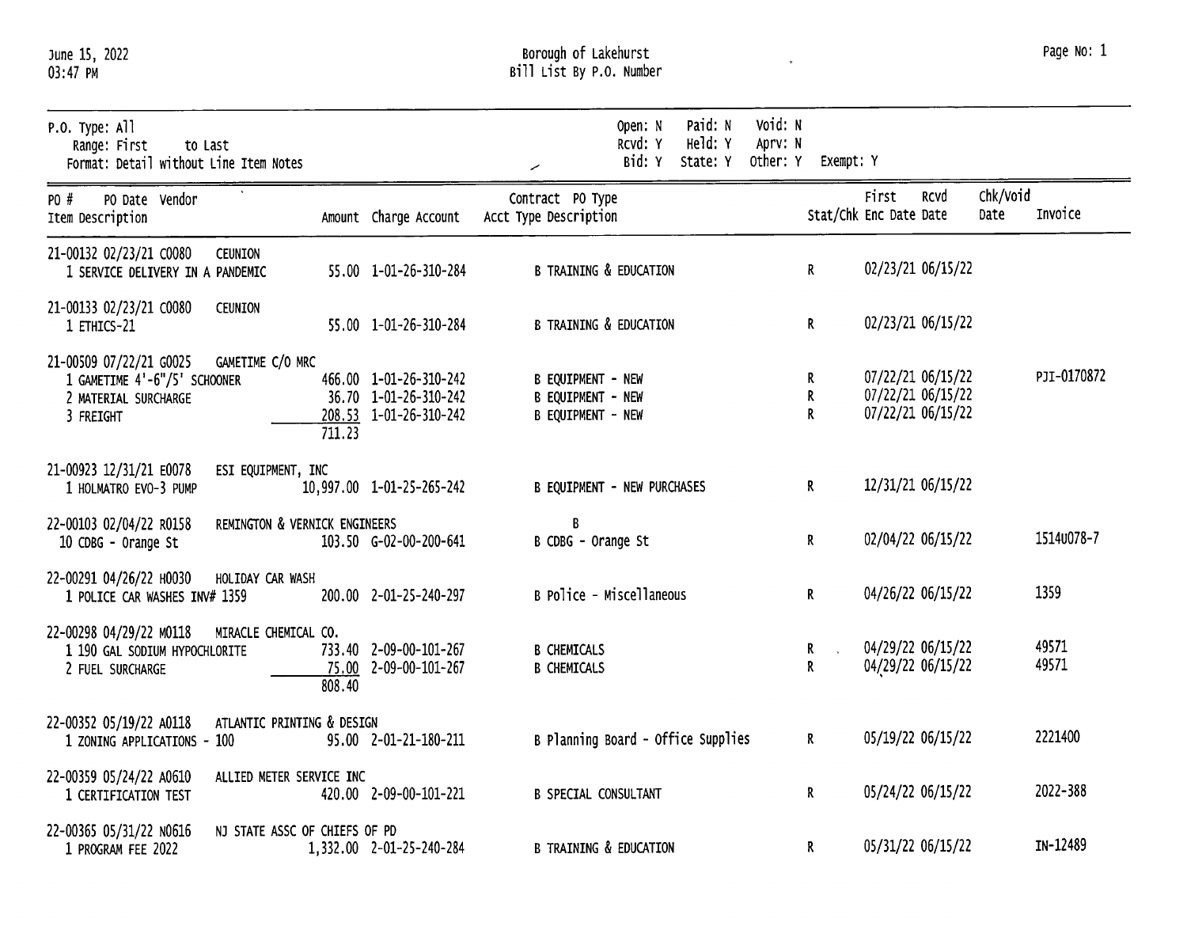Borough of Lakehurst
Bill List By P.O. Number

June 15, 2022
03:47 PM

P.O. Type: All
Range: First to Last
Format: Detail without Line Item Notes

Open: N Paid: N Void: N
Rcvd: Y Held: Y Aprv: N
Bid: Y State: Y Other: Y Exempt: Y

| PO # PO Date Vendor / Item Description | Amount | Charge Account | Contract PO Type / Acct Type Description | Stat/Chk | First Enc Date | Rcvd Date | Chk/Void Date | Invoice |
|---|---|---|---|---|---|---|---|---|
| **21-00132 02/23/21 C0080 CEUNION** | | | | | | | | |
| 1 SERVICE DELIVERY IN A PANDEMIC | 55.00 | 1-01-26-310-284 | B TRAINING & EDUCATION | R | 02/23/21 | 06/15/22 | | |
| **21-00133 02/23/21 C0080 CEUNION** | | | | | | | | |
| 1 ETHICS-21 | 55.00 | 1-01-26-310-284 | B TRAINING & EDUCATION | R | 02/23/21 | 06/15/22 | | |
| **21-00509 07/22/21 G0025 GAMETIME C/O MRC** | | | | | | | | |
| 1 GAMETIME 4'-6"/5' SCHOONER | 466.00 | 1-01-26-310-242 | B EQUIPMENT - NEW | R | 07/22/21 | 06/15/22 | | PJI-0170872 |
| 2 MATERIAL SURCHARGE | 36.70 | 1-01-26-310-242 | B EQUIPMENT - NEW | R | 07/22/21 | 06/15/22 | | |
| 3 FREIGHT | 208.53 | 1-01-26-310-242 | B EQUIPMENT - NEW | R | 07/22/21 | 06/15/22 | | |
| | 711.23 | | | | | | | |
| **21-00923 12/31/21 E0078 ESI EQUIPMENT, INC** | | | | | | | | |
| 1 HOLMATRO EVO-3 PUMP | 10,997.00 | 1-01-25-265-242 | B EQUIPMENT - NEW PURCHASES | R | 12/31/21 | 06/15/22 | | |
| **22-00103 02/04/22 R0158 REMINGTON & VERNICK ENGINEERS** | | | B | | | | | |
| 10 CDBG - Orange St | 103.50 | G-02-00-200-641 | B CDBG - Orange St | R | 02/04/22 | 06/15/22 | | 1514U078-7 |
| **22-00291 04/26/22 H0030 HOLIDAY CAR WASH** | | | | | | | | |
| 1 POLICE CAR WASHES INV# 1359 | 200.00 | 2-01-25-240-297 | B Police - Miscellaneous | R | 04/26/22 | 06/15/22 | | 1359 |
| **22-00298 04/29/22 M0118 MIRACLE CHEMICAL CO.** | | | | | | | | |
| 1 190 GAL SODIUM HYPOCHLORITE | 733.40 | 2-09-00-101-267 | B CHEMICALS | R | 04/29/22 | 06/15/22 | | 49571 |
| 2 FUEL SURCHARGE | 75.00 | 2-09-00-101-267 | B CHEMICALS | R | 04/29/22 | 06/15/22 | | 49571 |
| | 808.40 | | | | | | | |
| **22-00352 05/19/22 A0118 ATLANTIC PRINTING & DESIGN** | | | | | | | | |
| 1 ZONING APPLICATIONS - 100 | 95.00 | 2-01-21-180-211 | B Planning Board - Office Supplies | R | 05/19/22 | 06/15/22 | | 2221400 |
| **22-00359 05/24/22 A0610 ALLIED METER SERVICE INC** | | | | | | | | |
| 1 CERTIFICATION TEST | 420.00 | 2-09-00-101-221 | B SPECIAL CONSULTANT | R | 05/24/22 | 06/15/22 | | 2022-388 |
| **22-00365 05/31/22 N0616 NJ STATE ASSC OF CHIEFS OF PD** | | | | | | | | |
| 1 PROGRAM FEE 2022 | 1,332.00 | 2-01-25-240-284 | B TRAINING & EDUCATION | R | 05/31/22 | 06/15/22 | | IN-12489 |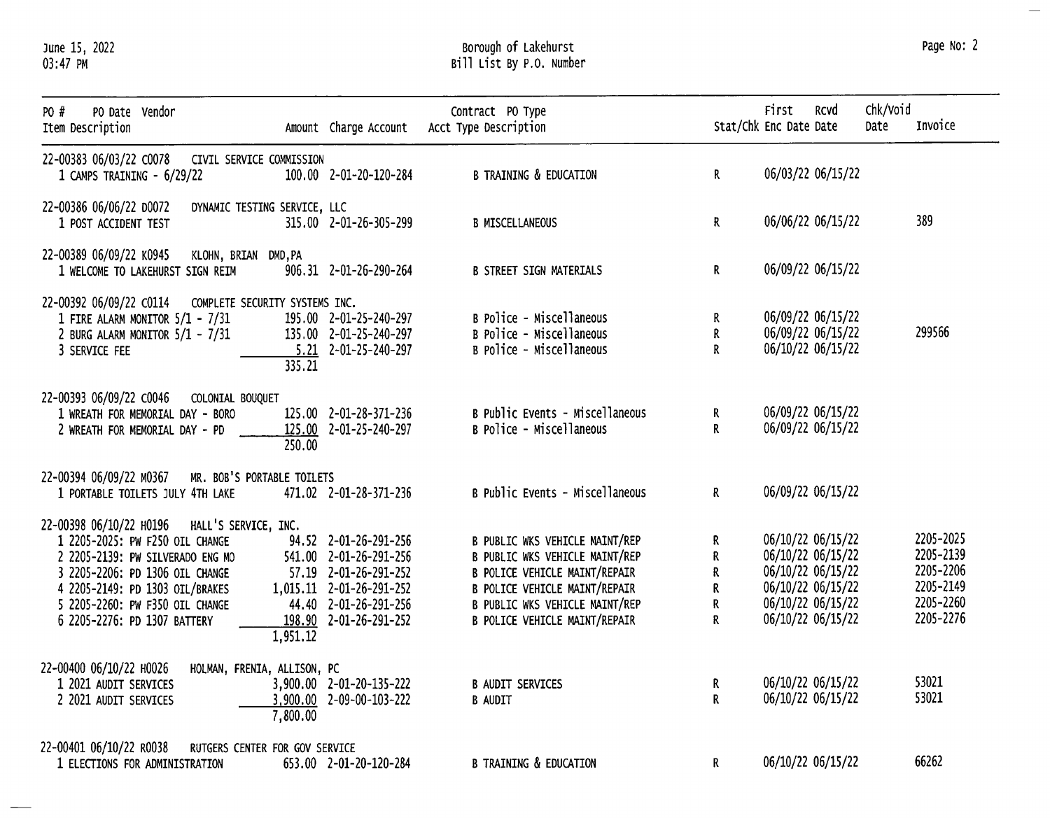Borough of Lakehurst
Bill List By P.O. Number

| PO # PO Date Vendor / Item Description | Amount | Charge Account | Contract PO Type Acct Type Description | Stat/Chk | First Enc Date | Rcvd Date | Chk/Void Date | Invoice |
|---|---|---|---|---|---|---|---|---|
| **22-00383 06/03/22 C0078 CIVIL SERVICE COMMISSION** | | | | | | | | |
| 1 CAMPS TRAINING - 6/29/22 | 100.00 | 2-01-20-120-284 | B TRAINING & EDUCATION | R | 06/03/22 | 06/15/22 | | |
| **22-00386 06/06/22 D0072 DYNAMIC TESTING SERVICE, LLC** | | | | | | | | |
| 1 POST ACCIDENT TEST | 315.00 | 2-01-26-305-299 | B MISCELLANEOUS | R | 06/06/22 | 06/15/22 | | 389 |
| **22-00389 06/09/22 K0945 KLOHN, BRIAN DMD,PA** | | | | | | | | |
| 1 WELCOME TO LAKEHURST SIGN REIM | 906.31 | 2-01-26-290-264 | B STREET SIGN MATERIALS | R | 06/09/22 | 06/15/22 | | |
| **22-00392 06/09/22 C0114 COMPLETE SECURITY SYSTEMS INC.** | | | | | | | | |
| 1 FIRE ALARM MONITOR 5/1 - 7/31 | 195.00 | 2-01-25-240-297 | B Police - Miscellaneous | R | 06/09/22 | 06/15/22 | | |
| 2 BURG ALARM MONITOR 5/1 - 7/31 | 135.00 | 2-01-25-240-297 | B Police - Miscellaneous | R | 06/09/22 | 06/15/22 | | 299566 |
| 3 SERVICE FEE | 5.21 | 2-01-25-240-297 | B Police - Miscellaneous | R | 06/10/22 | 06/15/22 | | |
| | 335.21 | | | | | | | |
| **22-00393 06/09/22 C0046 COLONIAL BOUQUET** | | | | | | | | |
| 1 WREATH FOR MEMORIAL DAY - BORO | 125.00 | 2-01-28-371-236 | B Public Events - Miscellaneous | R | 06/09/22 | 06/15/22 | | |
| 2 WREATH FOR MEMORIAL DAY - PD | 125.00 | 2-01-25-240-297 | B Police - Miscellaneous | R | 06/09/22 | 06/15/22 | | |
| | 250.00 | | | | | | | |
| **22-00394 06/09/22 M0367 MR. BOB'S PORTABLE TOILETS** | | | | | | | | |
| 1 PORTABLE TOILETS JULY 4TH LAKE | 471.02 | 2-01-28-371-236 | B Public Events - Miscellaneous | R | 06/09/22 | 06/15/22 | | |
| **22-00398 06/10/22 H0196 HALL'S SERVICE, INC.** | | | | | | | | |
| 1 2205-2025: PW F250 OIL CHANGE | 94.52 | 2-01-26-291-256 | B PUBLIC WKS VEHICLE MAINT/REP | R | 06/10/22 | 06/15/22 | | 2205-2025 |
| 2 2205-2139: PW SILVERADO ENG MO | 541.00 | 2-01-26-291-256 | B PUBLIC WKS VEHICLE MAINT/REP | R | 06/10/22 | 06/15/22 | | 2205-2139 |
| 3 2205-2206: PD 1306 OIL CHANGE | 57.19 | 2-01-26-291-252 | B POLICE VEHICLE MAINT/REPAIR | R | 06/10/22 | 06/15/22 | | 2205-2206 |
| 4 2205-2149: PD 1303 OIL/BRAKES | 1,015.11 | 2-01-26-291-252 | B POLICE VEHICLE MAINT/REPAIR | R | 06/10/22 | 06/15/22 | | 2205-2149 |
| 5 2205-2260: PW F350 OIL CHANGE | 44.40 | 2-01-26-291-256 | B PUBLIC WKS VEHICLE MAINT/REP | R | 06/10/22 | 06/15/22 | | 2205-2260 |
| 6 2205-2276: PD 1307 BATTERY | 198.90 | 2-01-26-291-252 | B POLICE VEHICLE MAINT/REPAIR | R | 06/10/22 | 06/15/22 | | 2205-2276 |
| | 1,951.12 | | | | | | | |
| **22-00400 06/10/22 H0026 HOLMAN, FRENIA, ALLISON, PC** | | | | | | | | |
| 1 2021 AUDIT SERVICES | 3,900.00 | 2-01-20-135-222 | B AUDIT SERVICES | R | 06/10/22 | 06/15/22 | | 53021 |
| 2 2021 AUDIT SERVICES | 3,900.00 | 2-09-00-103-222 | B AUDIT | R | 06/10/22 | 06/15/22 | | 53021 |
| | 7,800.00 | | | | | | | |
| **22-00401 06/10/22 R0038 RUTGERS CENTER FOR GOV SERVICE** | | | | | | | | |
| 1 ELECTIONS FOR ADMINISTRATION | 653.00 | 2-01-20-120-284 | B TRAINING & EDUCATION | R | 06/10/22 | 06/15/22 | | 66262 |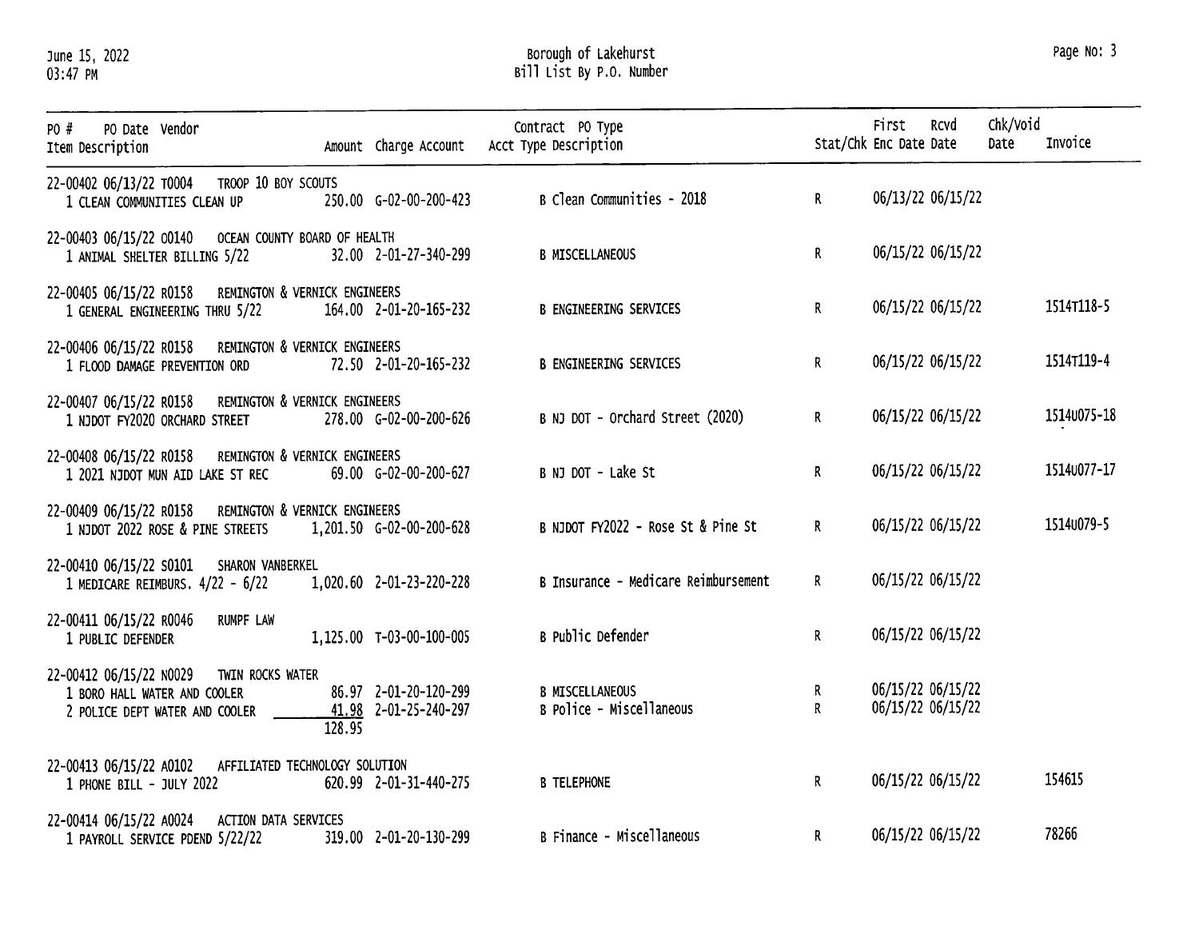June 15, 2022
03:47 PM

Borough of Lakehurst
Bill List By P.O. Number

| PO # PO Date Vendor / Item Description | Amount | Charge Account | Contract PO Type Acct Type Description | Stat/Chk | First Enc Date | Rcvd Date | Chk/Void Date | Invoice |
|---|---|---|---|---|---|---|---|---|
| 22-00402 06/13/22 T0004 TROOP 10 BOY SCOUTS | | | | | | | | |
| 1 CLEAN COMMUNITIES CLEAN UP | 250.00 | G-02-00-200-423 | B Clean Communities - 2018 | R | 06/13/22 | 06/15/22 | | |
| 22-00403 06/15/22 O0140 OCEAN COUNTY BOARD OF HEALTH | | | | | | | | |
| 1 ANIMAL SHELTER BILLING 5/22 | 32.00 | 2-01-27-340-299 | B MISCELLANEOUS | R | 06/15/22 | 06/15/22 | | |
| 22-00405 06/15/22 R0158 REMINGTON & VERNICK ENGINEERS | | | | | | | | |
| 1 GENERAL ENGINEERING THRU 5/22 | 164.00 | 2-01-20-165-232 | B ENGINEERING SERVICES | R | 06/15/22 | 06/15/22 | | 1514T118-5 |
| 22-00406 06/15/22 R0158 REMINGTON & VERNICK ENGINEERS | | | | | | | | |
| 1 FLOOD DAMAGE PREVENTION ORD | 72.50 | 2-01-20-165-232 | B ENGINEERING SERVICES | R | 06/15/22 | 06/15/22 | | 1514T119-4 |
| 22-00407 06/15/22 R0158 REMINGTON & VERNICK ENGINEERS | | | | | | | | |
| 1 NJDOT FY2020 ORCHARD STREET | 278.00 | G-02-00-200-626 | B NJ DOT - Orchard Street (2020) | R | 06/15/22 | 06/15/22 | | 1514U075-18 |
| 22-00408 06/15/22 R0158 REMINGTON & VERNICK ENGINEERS | | | | | | | | |
| 1 2021 NJDOT MUN AID LAKE ST REC | 69.00 | G-02-00-200-627 | B NJ DOT - Lake St | R | 06/15/22 | 06/15/22 | | 1514U077-17 |
| 22-00409 06/15/22 R0158 REMINGTON & VERNICK ENGINEERS | | | | | | | | |
| 1 NJDOT 2022 ROSE & PINE STREETS | 1,201.50 | G-02-00-200-628 | B NJDOT FY2022 - Rose St & Pine St | R | 06/15/22 | 06/15/22 | | 1514U079-5 |
| 22-00410 06/15/22 S0101 SHARON VANBERKEL | | | | | | | | |
| 1 MEDICARE REIMBURS. 4/22 - 6/22 | 1,020.60 | 2-01-23-220-228 | B Insurance - Medicare Reimbursement | R | 06/15/22 | 06/15/22 | | |
| 22-00411 06/15/22 R0046 RUMPF LAW | | | | | | | | |
| 1 PUBLIC DEFENDER | 1,125.00 | T-03-00-100-005 | B Public Defender | R | 06/15/22 | 06/15/22 | | |
| 22-00412 06/15/22 N0029 TWIN ROCKS WATER | | | | | | | | |
| 1 BORO HALL WATER AND COOLER | 86.97 | 2-01-20-120-299 | B MISCELLANEOUS | R | 06/15/22 | 06/15/22 | | |
| 2 POLICE DEPT WATER AND COOLER | 41.98 | 2-01-25-240-297 | B Police - Miscellaneous | R | 06/15/22 | 06/15/22 | | |
| | 128.95 | | | | | | | |
| 22-00413 06/15/22 A0102 AFFILIATED TECHNOLOGY SOLUTION | | | | | | | | |
| 1 PHONE BILL - JULY 2022 | 620.99 | 2-01-31-440-275 | B TELEPHONE | R | 06/15/22 | 06/15/22 | | 154615 |
| 22-00414 06/15/22 A0024 ACTION DATA SERVICES | | | | | | | | |
| 1 PAYROLL SERVICE PDEND 5/22/22 | 319.00 | 2-01-20-130-299 | B Finance - Miscellaneous | R | 06/15/22 | 06/15/22 | | 78266 |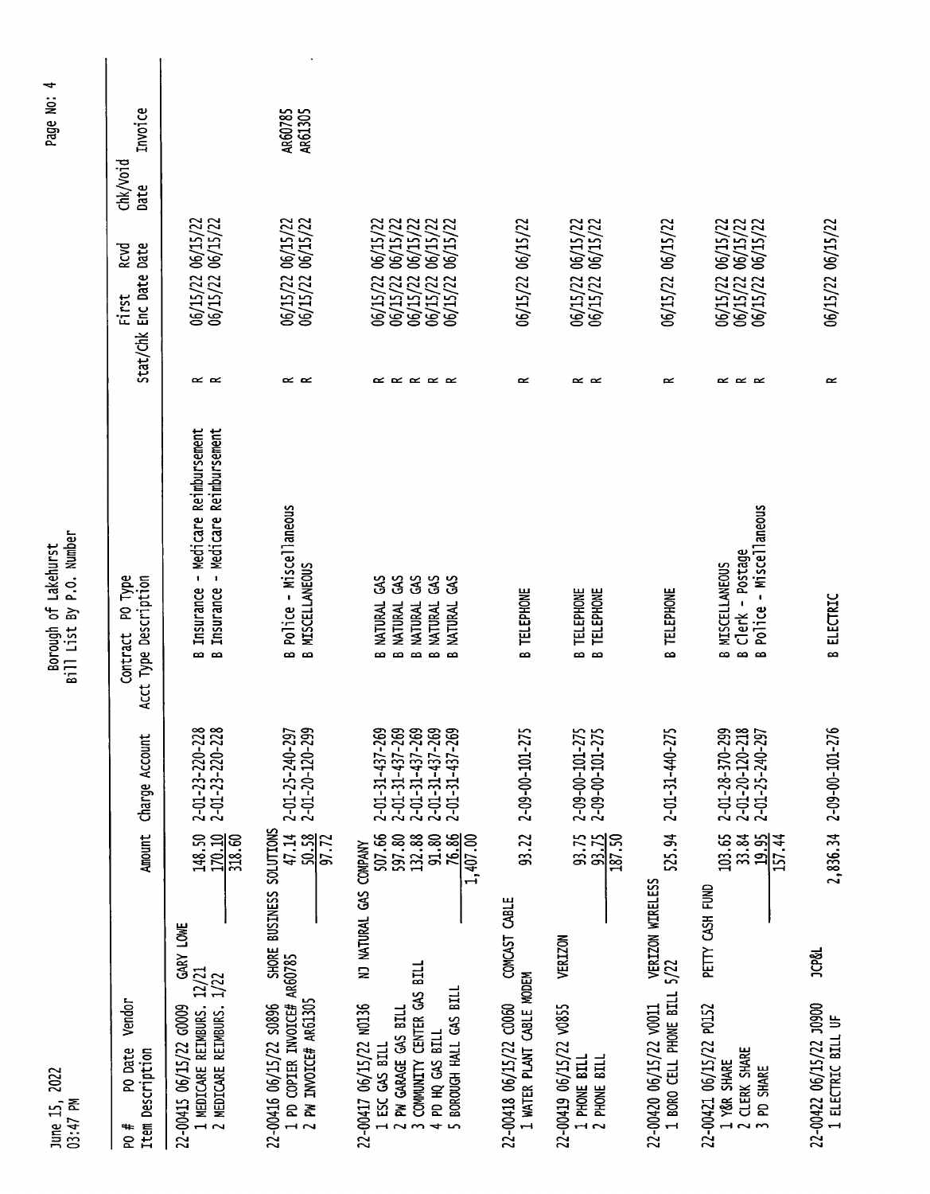Borough of Lakehurst
Bill List By P.O. Number

June 15, 2022
03:47 PM

| PO # PO Date Vendor / Item Description | Amount | Charge Account | Contract PO Type / Acct Type Description | Stat/Chk | First Enc Date | Rcvd Date | Chk/Void Date | Invoice |
|---|---|---|---|---|---|---|---|---|
| 22-00415 06/15/22 G0009 GARY LOWE | | | | | | | | |
| 1 MEDICARE REIMBURS. 12/21 | 148.50 | 2-01-23-220-228 | B Insurance - Medicare Reimbursement | R | 06/15/22 | 06/15/22 | | |
| 2 MEDICARE REIMBURS. 1/22 | 170.10 | 2-01-23-220-228 | B Insurance - Medicare Reimbursement | R | 06/15/22 | 06/15/22 | | |
| | 318.60 | | | | | | | |
| 22-00416 06/15/22 S0896 SHORE BUSINESS SOLUTIONS | | | | | | | | |
| 1 PD COPIER INVOICE# AR60785 | 47.14 | 2-01-25-240-297 | B Police - Miscellaneous | R | 06/15/22 | 06/15/22 | | AR60785 |
| 2 PW INVOICE# AR61305 | 50.58 | 2-01-20-120-299 | B MISCELLANEOUS | R | 06/15/22 | 06/15/22 | | AR61305 |
| | 97.72 | | | | | | | |
| 22-00417 06/15/22 N0136 NJ NATURAL GAS COMPANY | | | | | | | | |
| 1 ESC GAS BILL | 507.66 | 2-01-31-437-269 | B NATURAL GAS | R | 06/15/22 | 06/15/22 | | |
| 2 PW GARAGE GAS BILL | 597.80 | 2-01-31-437-269 | B NATURAL GAS | R | 06/15/22 | 06/15/22 | | |
| 3 COMMUNITY CENTER GAS BILL | 132.88 | 2-01-31-437-269 | B NATURAL GAS | R | 06/15/22 | 06/15/22 | | |
| 4 PD HQ GAS BILL | 91.80 | 2-01-31-437-269 | B NATURAL GAS | R | 06/15/22 | 06/15/22 | | |
| 5 BOROUGH HALL GAS BILL | 76.86 | 2-01-31-437-269 | B NATURAL GAS | R | 06/15/22 | 06/15/22 | | |
| | 1,407.00 | | | | | | | |
| 22-00418 06/15/22 C0060 COMCAST CABLE | | | | | | | | |
| 1 WATER PLANT CABLE MODEM | 93.22 | 2-09-00-101-275 | B TELEPHONE | R | 06/15/22 | 06/15/22 | | |
| 22-00419 06/15/22 V0855 VERIZON | | | | | | | | |
| 1 PHONE BILL | 93.75 | 2-09-00-101-275 | B TELEPHONE | R | 06/15/22 | 06/15/22 | | |
| 2 PHONE BILL | 93.75 | 2-09-00-101-275 | B TELEPHONE | R | 06/15/22 | 06/15/22 | | |
| | 187.50 | | | | | | | |
| 22-00420 06/15/22 V0011 VERIZON WIRELESS | | | | | | | | |
| 1 BORO CELL PHONE BILL 5/22 | 525.94 | 2-01-31-440-275 | B TELEPHONE | R | 06/15/22 | 06/15/22 | | |
| 22-00421 06/15/22 P0152 PETTY CASH FUND | | | | | | | | |
| 1 Y&R SHARE | 103.65 | 2-01-28-370-299 | B MISCELLANEOUS | R | 06/15/22 | 06/15/22 | | |
| 2 CLERK SHARE | 33.84 | 2-01-20-120-218 | B Clerk - Postage | R | 06/15/22 | 06/15/22 | | |
| 3 PD SHARE | 19.95 | 2-01-25-240-297 | B Police - Miscellaneous | R | 06/15/22 | 06/15/22 | | |
| | 157.44 | | | | | | | |
| 22-00422 06/15/22 J0900 JCP&L | | | | | | | | |
| 1 ELECTRIC BILL UF | 2,836.34 | 2-09-00-101-276 | B ELECTRIC | R | 06/15/22 | 06/15/22 | | |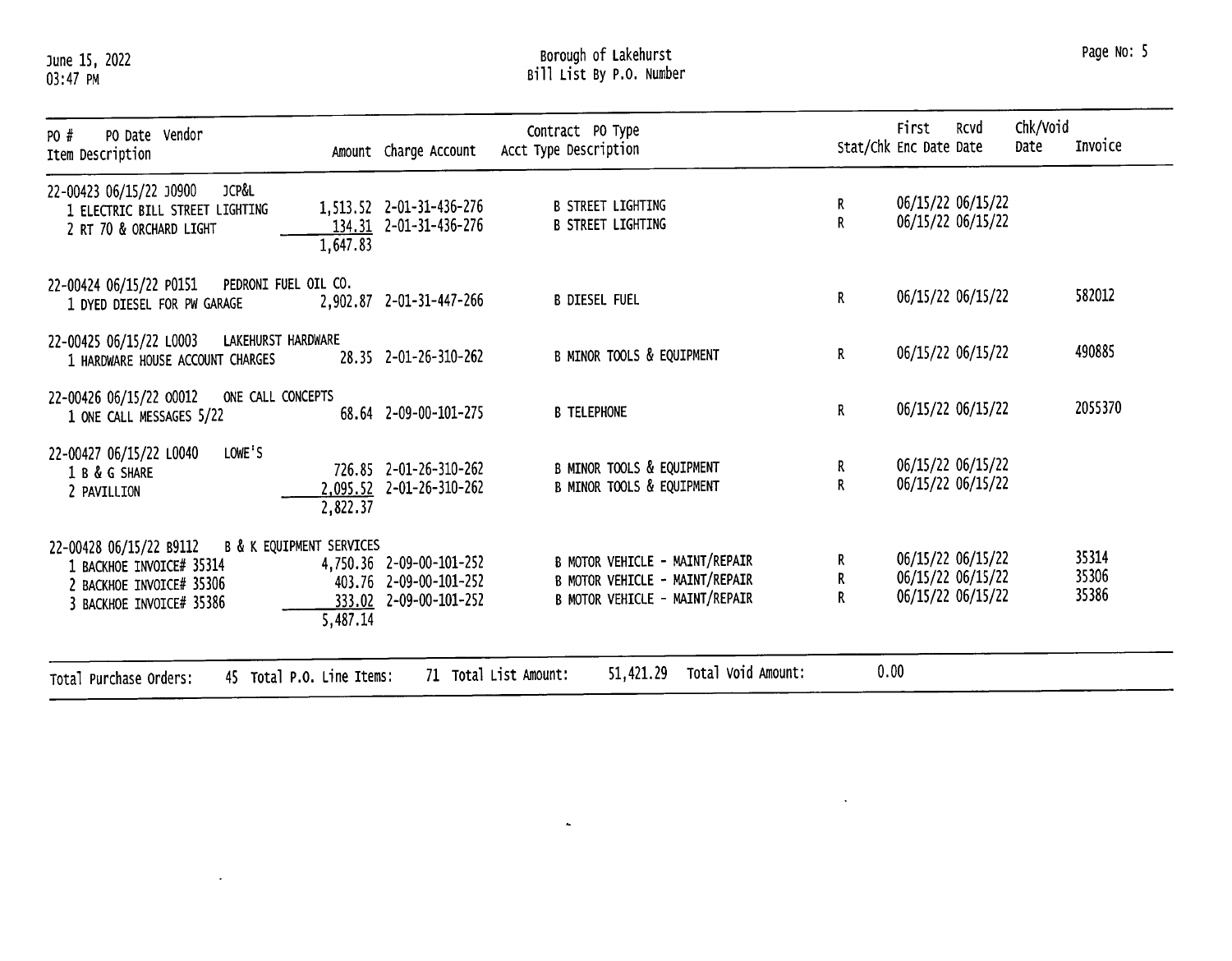June 15, 2022
03:47 PM

Borough of Lakehurst
Bill List By P.O. Number

| PO # | PO Date | Vendor | Amount | Charge Account | Contract Acct Type | PO Type Description | Stat/Chk | First Enc Date | Rcvd Date | Chk/Void Date | Invoice |
|---|---|---|---|---|---|---|---|---|---|---|---|
| 22-00423 | 06/15/22 | J0900 JCP&L | | | | | | | | | |
| 1 ELECTRIC BILL STREET LIGHTING | | | 1,513.52 | 2-01-31-436-276 | B | STREET LIGHTING | R | 06/15/22 | 06/15/22 | | |
| 2 RT 70 & ORCHARD LIGHT | | | 134.31 | 2-01-31-436-276 | B | STREET LIGHTING | R | 06/15/22 | 06/15/22 | | |
| | | | 1,647.83 | | | | | | | | |
| 22-00424 | 06/15/22 | P0151 PEDRONI FUEL OIL CO. | | | | | | | | | |
| 1 DYED DIESEL FOR PW GARAGE | | | 2,902.87 | 2-01-31-447-266 | B | DIESEL FUEL | R | 06/15/22 | 06/15/22 | | 582012 |
| 22-00425 | 06/15/22 | L0003 LAKEHURST HARDWARE | | | | | | | | | |
| 1 HARDWARE HOUSE ACCOUNT CHARGES | | | 28.35 | 2-01-26-310-262 | B | MINOR TOOLS & EQUIPMENT | R | 06/15/22 | 06/15/22 | | 490885 |
| 22-00426 | 06/15/22 | O0012 ONE CALL CONCEPTS | | | | | | | | | |
| 1 ONE CALL MESSAGES 5/22 | | | 68.64 | 2-09-00-101-275 | B | TELEPHONE | R | 06/15/22 | 06/15/22 | | 2055370 |
| 22-00427 | 06/15/22 | L0040 LOWE'S | | | | | | | | | |
| 1 B & G SHARE | | | 726.85 | 2-01-26-310-262 | B | MINOR TOOLS & EQUIPMENT | R | 06/15/22 | 06/15/22 | | |
| 2 PAVILLION | | | 2,095.52 | 2-01-26-310-262 | B | MINOR TOOLS & EQUIPMENT | R | 06/15/22 | 06/15/22 | | |
| | | | 2,822.37 | | | | | | | | |
| 22-00428 | 06/15/22 | B9112 B & K EQUIPMENT SERVICES | | | | | | | | | |
| 1 BACKHOE INVOICE# 35314 | | | 4,750.36 | 2-09-00-101-252 | B | MOTOR VEHICLE - MAINT/REPAIR | R | 06/15/22 | 06/15/22 | | 35314 |
| 2 BACKHOE INVOICE# 35306 | | | 403.76 | 2-09-00-101-252 | B | MOTOR VEHICLE - MAINT/REPAIR | R | 06/15/22 | 06/15/22 | | 35306 |
| 3 BACKHOE INVOICE# 35386 | | | 333.02 | 2-09-00-101-252 | B | MOTOR VEHICLE - MAINT/REPAIR | R | 06/15/22 | 06/15/22 | | 35386 |
| | | | 5,487.14 | | | | | | | | |

Total Purchase Orders: 45 Total P.O. Line Items: 71 Total List Amount: 51,421.29 Total Void Amount: 0.00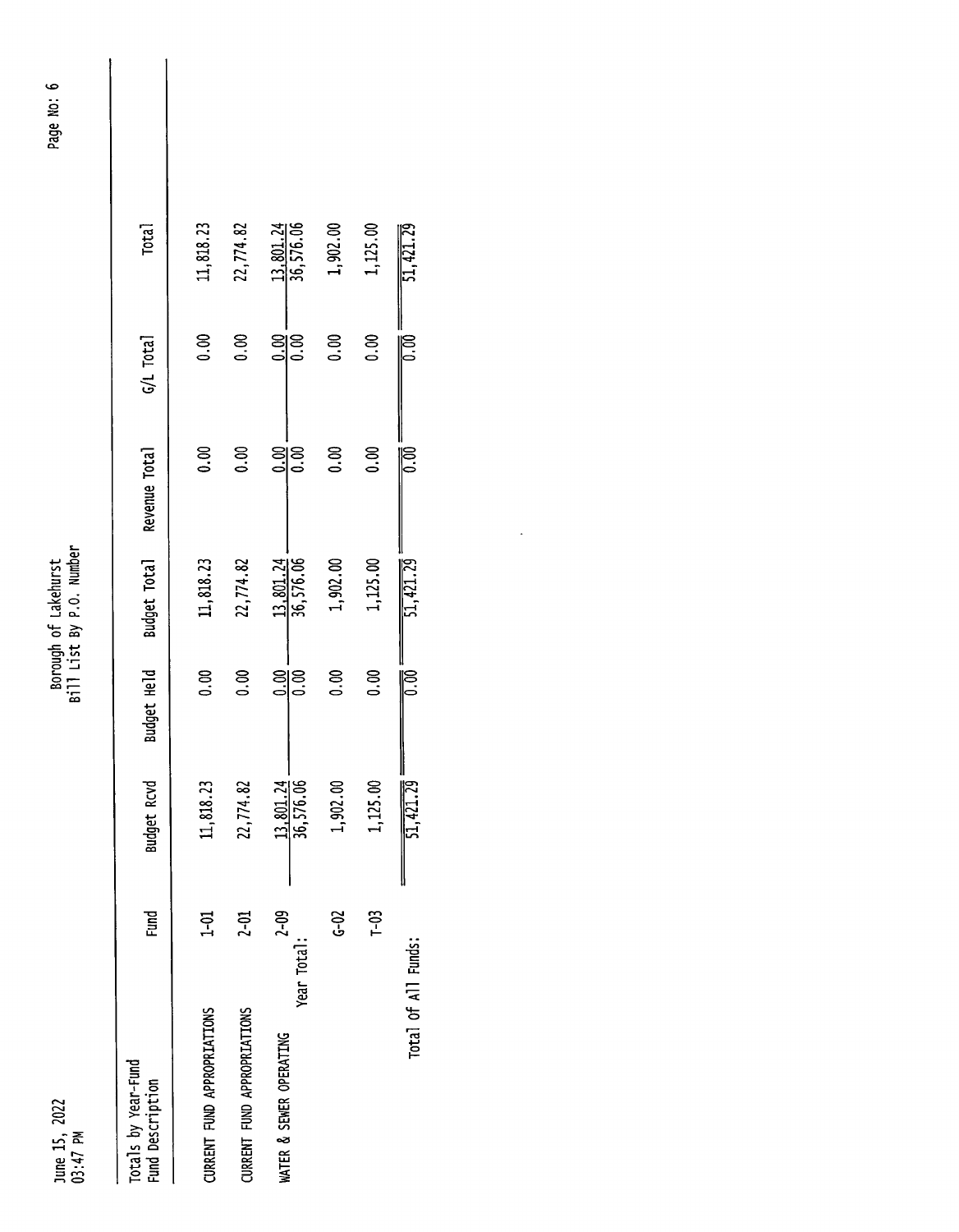Borough of Lakehurst
Bill List By P.O. Number

June 15, 2022
03:47 PM

| Totals by Year-Fund Fund Description | Fund | Budget Rcvd | Budget Held | Budget Total | Revenue Total | G/L Total | Total |
|---|---|---|---|---|---|---|---|
| CURRENT FUND APPROPRIATIONS | 1-01 | 11,818.23 | 0.00 | 11,818.23 | 0.00 | 0.00 | 11,818.23 |
| CURRENT FUND APPROPRIATIONS | 2-01 | 22,774.82 | 0.00 | 22,774.82 | 0.00 | 0.00 | 22,774.82 |
| WATER & SEWER OPERATING | 2-09 | 13,801.24 | 0.00 | 13,801.24 | 0.00 | 0.00 | 13,801.24 |
| Year Total: | | 36,576.06 | 0.00 | 36,576.06 | 0.00 | 0.00 | 36,576.06 |
| | G-02 | 1,902.00 | 0.00 | 1,902.00 | 0.00 | 0.00 | 1,902.00 |
| | T-03 | 1,125.00 | 0.00 | 1,125.00 | 0.00 | 0.00 | 1,125.00 |
| Total of All Funds: | | 51,421.29 | 0.00 | 51,421.29 | 0.00 | 0.00 | 51,421.29 |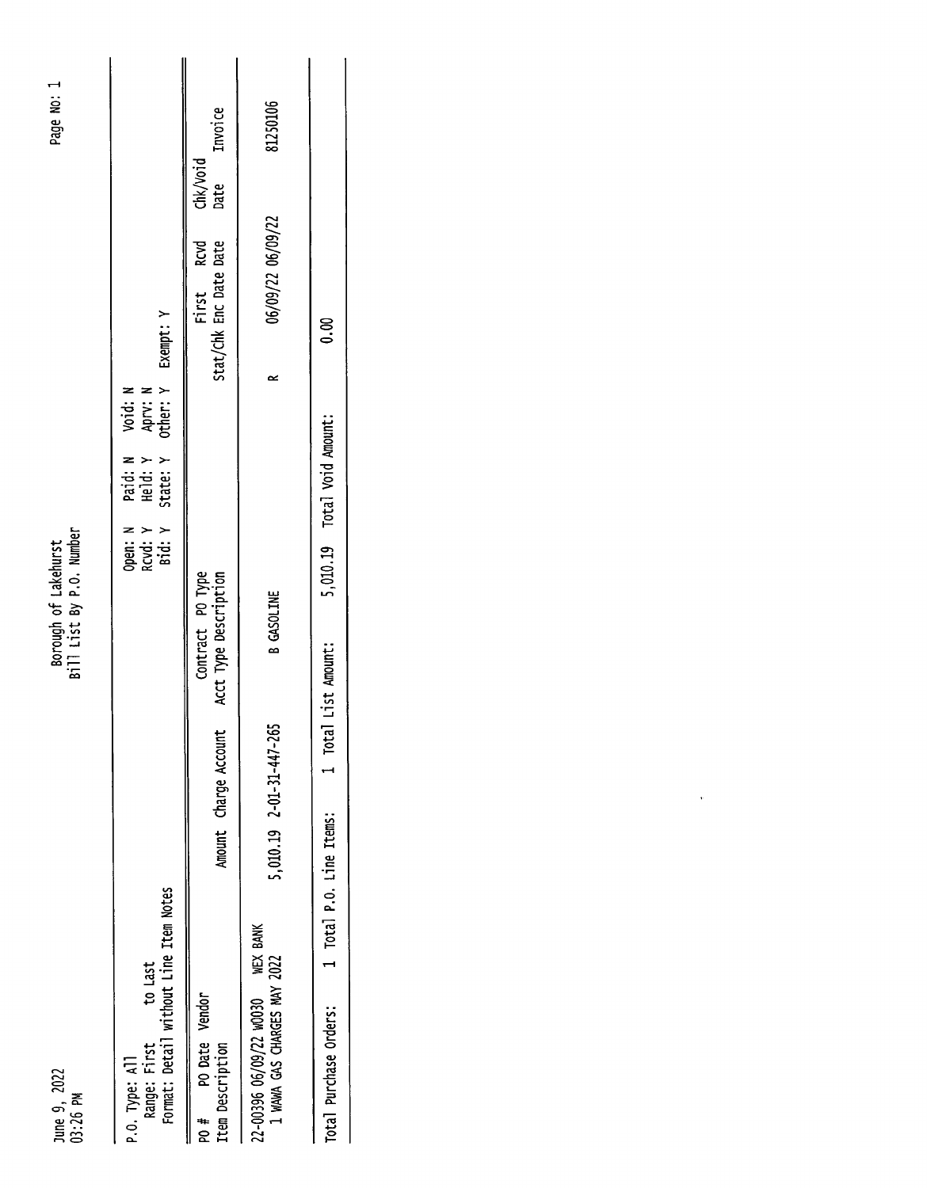June 9, 2022
03:26 PM

Borough of Lakehurst
Bill List By P.O. Number

P.O. Type: All
Range: First to Last
Format: Detail without Line Item Notes

Open: N Paid: N Void: N
Rcvd: Y Held: Y Aprv: N
Bid: Y State: Y Other: Y Exempt: Y

| PO # PO Date Vendor<br>Item Description | Amount | Charge Account | Contract PO Type<br>Acct Type Description | Stat/Chk | First Enc Date | Rcvd Date | Chk/Void Date | Invoice |
|---|---|---|---|---|---|---|---|---|
| 22-00396 06/09/22 W0030 WEX BANK<br>1 WAWA GAS CHARGES MAY 2022 | 5,010.19 | 2-01-31-447-265 | B GASOLINE | R | 06/09/22 | 06/09/22 | | 81250106 |

Total Purchase Orders: 1 Total P.O. Line Items: 1 Total List Amount: 5,010.19 Total Void Amount: 0.00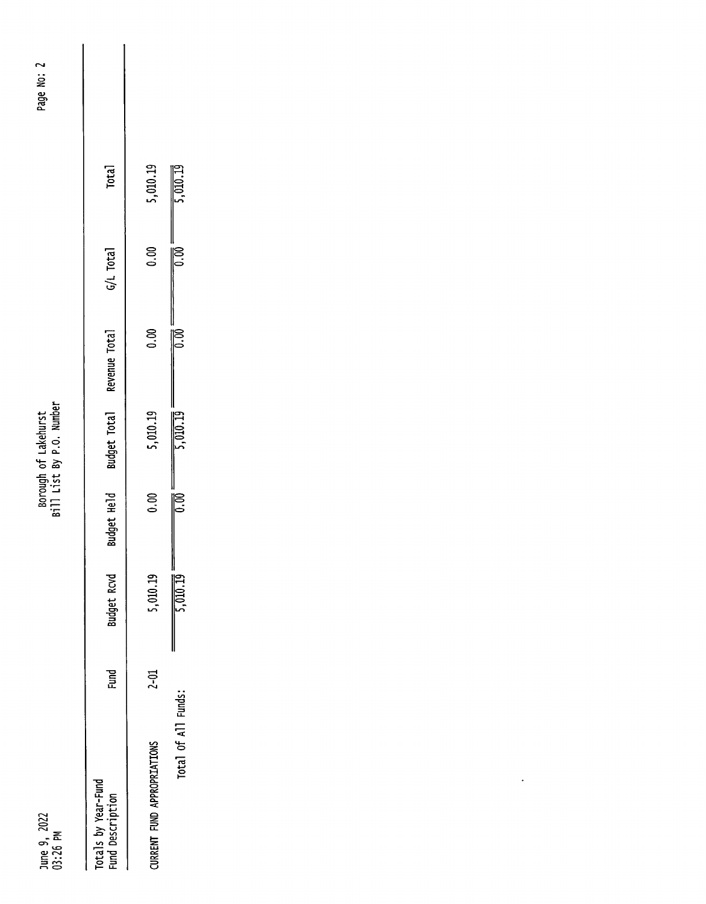Borough of Lakehurst
Bill List By P.O. Number

June 9, 2022
03:26 PM

Totals by Year-Fund

| Fund Description | Fund | Budget Rcvd | Budget Held | Budget Total | Revenue Total | G/L Total | Total |
|---|---|---|---|---|---|---|---|
| CURRENT FUND APPROPRIATIONS | 2-01 | 5,010.19 | 0.00 | 5,010.19 | 0.00 | 0.00 | 5,010.19 |
| Total Of All Funds: | | 5,010.19 | 0.00 | 5,010.19 | 0.00 | 0.00 | 5,010.19 |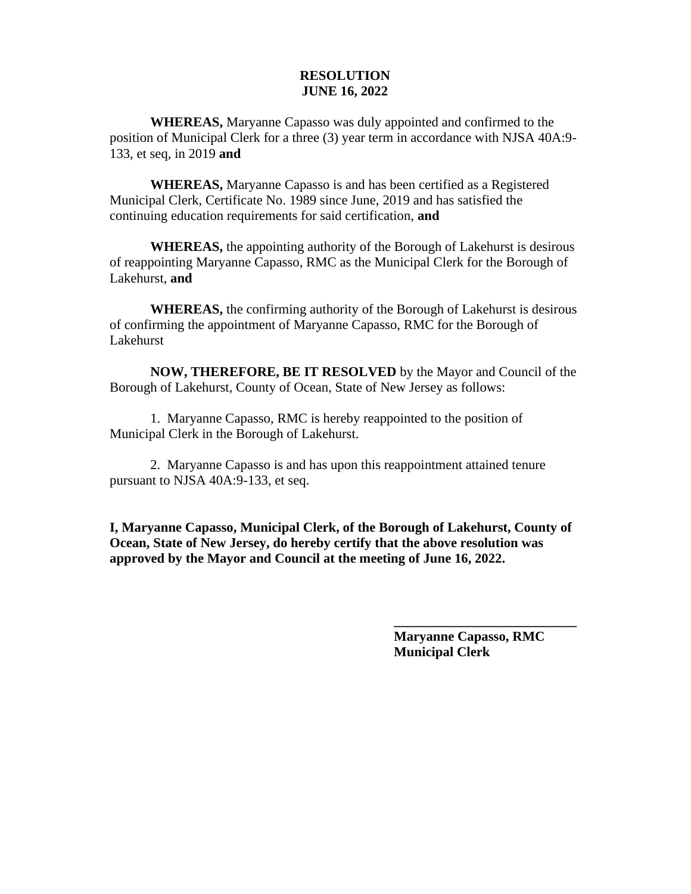**RESOLUTION**
**JUNE 16, 2022**

**WHEREAS,** Maryanne Capasso was duly appointed and confirmed to the position of Municipal Clerk for a three (3) year term in accordance with NJSA 40A:9-133, et seq, in 2019 **and**

**WHEREAS,** Maryanne Capasso is and has been certified as a Registered Municipal Clerk, Certificate No. 1989 since June, 2019 and has satisfied the continuing education requirements for said certification, **and**

**WHEREAS,** the appointing authority of the Borough of Lakehurst is desirous of reappointing Maryanne Capasso, RMC as the Municipal Clerk for the Borough of Lakehurst, **and**

**WHEREAS,** the confirming authority of the Borough of Lakehurst is desirous of confirming the appointment of Maryanne Capasso, RMC for the Borough of Lakehurst

**NOW, THEREFORE, BE IT RESOLVED** by the Mayor and Council of the Borough of Lakehurst, County of Ocean, State of New Jersey as follows:

1. Maryanne Capasso, RMC is hereby reappointed to the position of Municipal Clerk in the Borough of Lakehurst.

2. Maryanne Capasso is and has upon this reappointment attained tenure pursuant to NJSA 40A:9-133, et seq.

**I, Maryanne Capasso, Municipal Clerk, of the Borough of Lakehurst, County of Ocean, State of New Jersey, do hereby certify that the above resolution was approved by the Mayor and Council at the meeting of June 16, 2022.**

\_\_\_\_\_\_\_\_\_\_\_\_\_\_\_\_\_\_\_\_\_\_\_\_\_\_\_\_
**Maryanne Capasso, RMC**
**Municipal Clerk**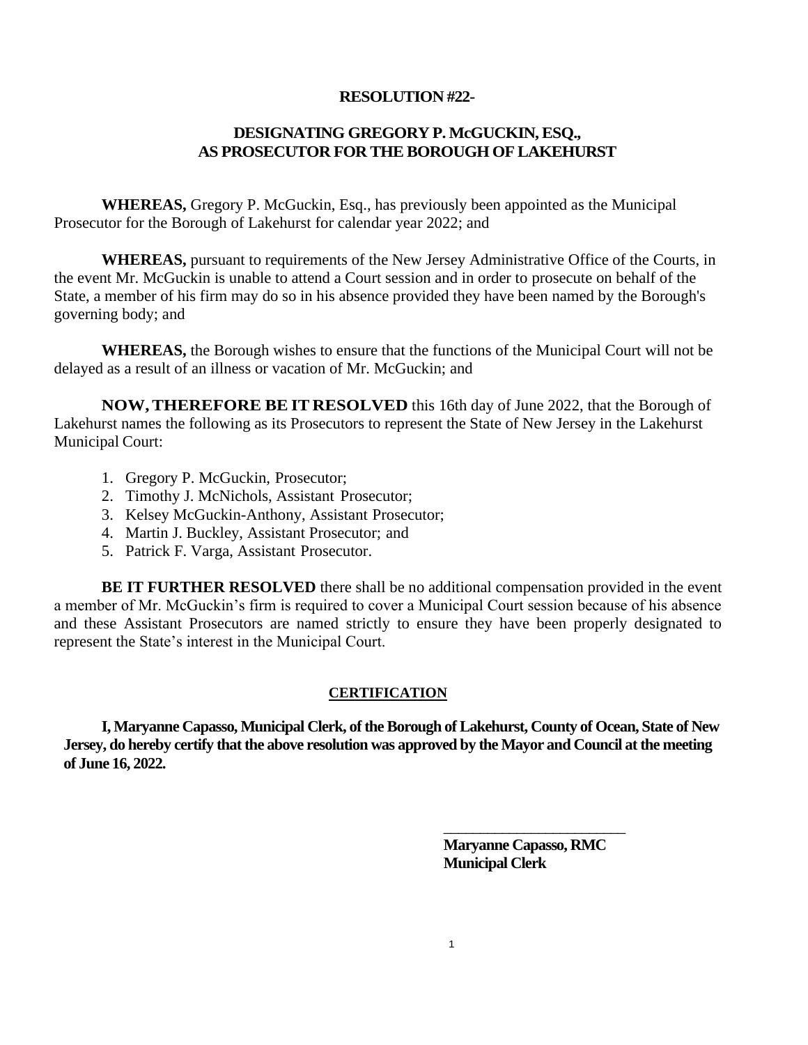**RESOLUTION #22-**

**DESIGNATING GREGORY P. McGUCKIN, ESQ., AS PROSECUTOR FOR THE BOROUGH OF LAKEHURST**

**WHEREAS,** Gregory P. McGuckin, Esq., has previously been appointed as the Municipal Prosecutor for the Borough of Lakehurst for calendar year 2022; and

**WHEREAS,** pursuant to requirements of the New Jersey Administrative Office of the Courts, in the event Mr. McGuckin is unable to attend a Court session and in order to prosecute on behalf of the State, a member of his firm may do so in his absence provided they have been named by the Borough's governing body; and

**WHEREAS,** the Borough wishes to ensure that the functions of the Municipal Court will not be delayed as a result of an illness or vacation of Mr. McGuckin; and

**NOW, THEREFORE BE IT RESOLVED** this 16th day of June 2022, that the Borough of Lakehurst names the following as its Prosecutors to represent the State of New Jersey in the Lakehurst Municipal Court:

1. Gregory P. McGuckin, Prosecutor;
2. Timothy J. McNichols, Assistant Prosecutor;
3. Kelsey McGuckin-Anthony, Assistant Prosecutor;
4. Martin J. Buckley, Assistant Prosecutor; and
5. Patrick F. Varga, Assistant Prosecutor.

**BE IT FURTHER RESOLVED** there shall be no additional compensation provided in the event a member of Mr. McGuckin's firm is required to cover a Municipal Court session because of his absence and these Assistant Prosecutors are named strictly to ensure they have been properly designated to represent the State's interest in the Municipal Court.

**CERTIFICATION**

**I, Maryanne Capasso, Municipal Clerk, of the Borough of Lakehurst, County of Ocean, State of New Jersey, do hereby certify that the above resolution was approved by the Mayor and Council at the meeting of June 16, 2022.**

\_\_\_\_\_\_\_\_\_\_\_\_\_\_\_\_\_\_\_\_\_\_\_\_

**Maryanne Capasso, RMC**
**Municipal Clerk**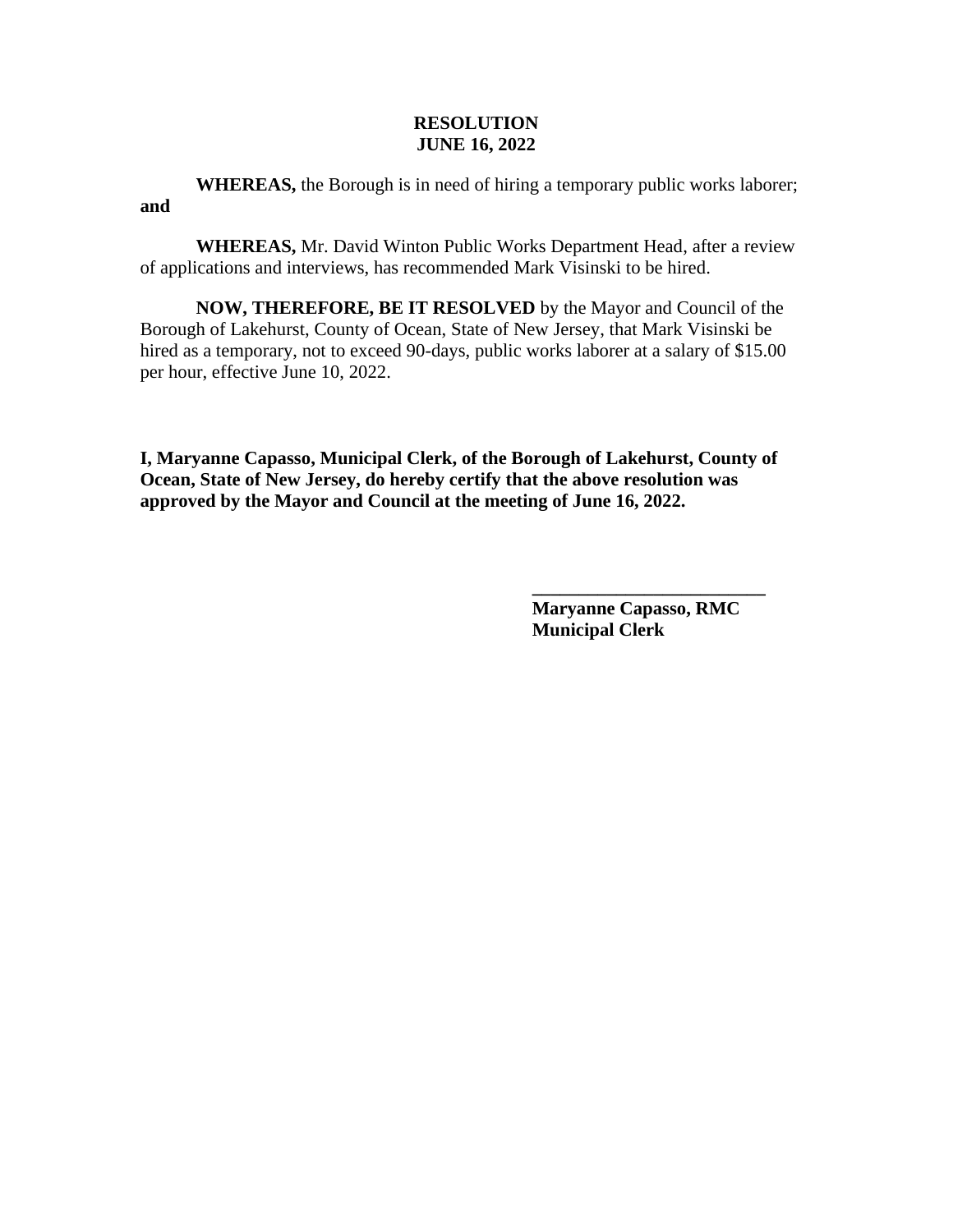**RESOLUTION**
**JUNE 16, 2022**

**WHEREAS,** the Borough is in need of hiring a temporary public works laborer; **and**

**WHEREAS,** Mr. David Winton Public Works Department Head, after a review of applications and interviews, has recommended Mark Visinski to be hired.

**NOW, THEREFORE, BE IT RESOLVED** by the Mayor and Council of the Borough of Lakehurst, County of Ocean, State of New Jersey, that Mark Visinski be hired as a temporary, not to exceed 90-days, public works laborer at a salary of $15.00 per hour, effective June 10, 2022.

**I, Maryanne Capasso, Municipal Clerk, of the Borough of Lakehurst, County of Ocean, State of New Jersey, do hereby certify that the above resolution was approved by the Mayor and Council at the meeting of June 16, 2022.**

**\_\_\_\_\_\_\_\_\_\_\_\_\_\_\_\_\_\_\_\_\_\_\_\_\_\_**
**Maryanne Capasso, RMC**
**Municipal Clerk**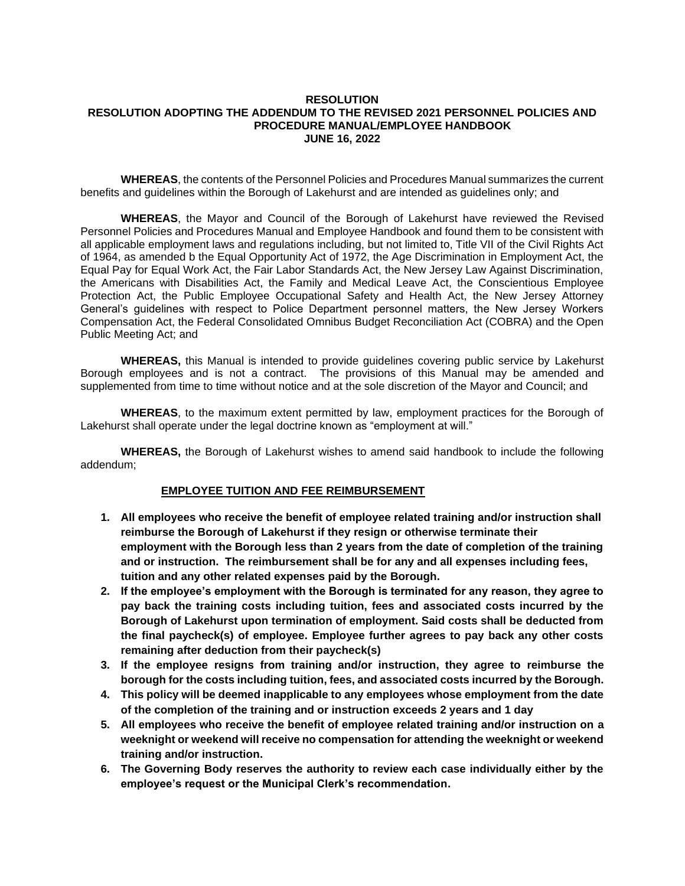**RESOLUTION**

**RESOLUTION ADOPTING THE ADDENDUM TO THE REVISED 2021 PERSONNEL POLICIES AND PROCEDURE MANUAL/EMPLOYEE HANDBOOK**

**JUNE 16, 2022**

**WHEREAS**, the contents of the Personnel Policies and Procedures Manual summarizes the current benefits and guidelines within the Borough of Lakehurst and are intended as guidelines only; and

**WHEREAS**, the Mayor and Council of the Borough of Lakehurst have reviewed the Revised Personnel Policies and Procedures Manual and Employee Handbook and found them to be consistent with all applicable employment laws and regulations including, but not limited to, Title VII of the Civil Rights Act of 1964, as amended b the Equal Opportunity Act of 1972, the Age Discrimination in Employment Act, the Equal Pay for Equal Work Act, the Fair Labor Standards Act, the New Jersey Law Against Discrimination, the Americans with Disabilities Act, the Family and Medical Leave Act, the Conscientious Employee Protection Act, the Public Employee Occupational Safety and Health Act, the New Jersey Attorney General's guidelines with respect to Police Department personnel matters, the New Jersey Workers Compensation Act, the Federal Consolidated Omnibus Budget Reconciliation Act (COBRA) and the Open Public Meeting Act; and

**WHEREAS,** this Manual is intended to provide guidelines covering public service by Lakehurst Borough employees and is not a contract. The provisions of this Manual may be amended and supplemented from time to time without notice and at the sole discretion of the Mayor and Council; and

**WHEREAS**, to the maximum extent permitted by law, employment practices for the Borough of Lakehurst shall operate under the legal doctrine known as "employment at will."

**WHEREAS,** the Borough of Lakehurst wishes to amend said handbook to include the following addendum;

**EMPLOYEE TUITION AND FEE REIMBURSEMENT**

1. **All employees who receive the benefit of employee related training and/or instruction shall reimburse the Borough of Lakehurst if they resign or otherwise terminate their employment with the Borough less than 2 years from the date of completion of the training and or instruction. The reimbursement shall be for any and all expenses including fees, tuition and any other related expenses paid by the Borough.**
2. **If the employee's employment with the Borough is terminated for any reason, they agree to pay back the training costs including tuition, fees and associated costs incurred by the Borough of Lakehurst upon termination of employment. Said costs shall be deducted from the final paycheck(s) of employee. Employee further agrees to pay back any other costs remaining after deduction from their paycheck(s)**
3. **If the employee resigns from training and/or instruction, they agree to reimburse the borough for the costs including tuition, fees, and associated costs incurred by the Borough.**
4. **This policy will be deemed inapplicable to any employees whose employment from the date of the completion of the training and or instruction exceeds 2 years and 1 day**
5. **All employees who receive the benefit of employee related training and/or instruction on a weeknight or weekend will receive no compensation for attending the weeknight or weekend training and/or instruction.**
6. **The Governing Body reserves the authority to review each case individually either by the employee's request or the Municipal Clerk's recommendation.**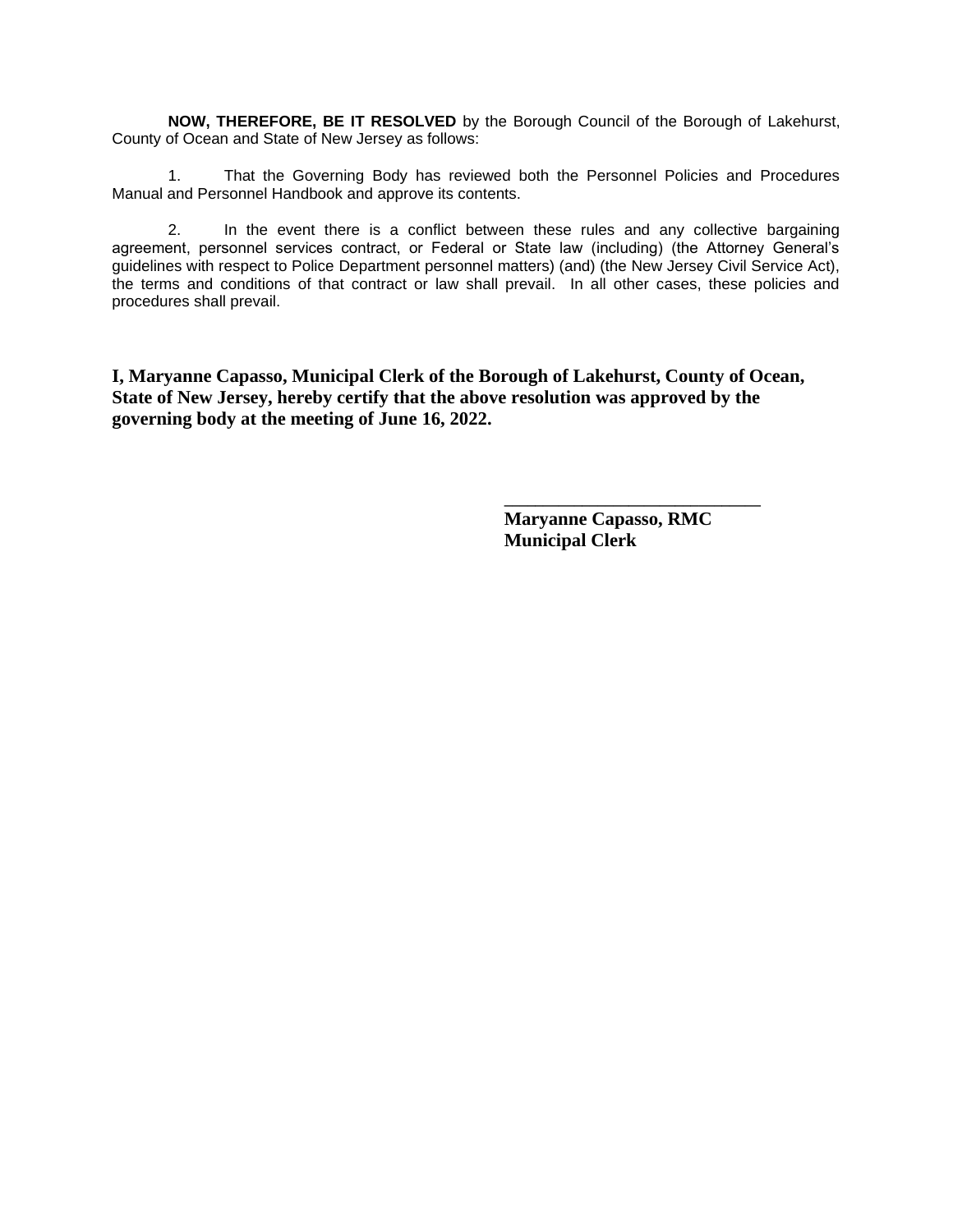**NOW, THEREFORE, BE IT RESOLVED** by the Borough Council of the Borough of Lakehurst, County of Ocean and State of New Jersey as follows:

1. That the Governing Body has reviewed both the Personnel Policies and Procedures Manual and Personnel Handbook and approve its contents.

2. In the event there is a conflict between these rules and any collective bargaining agreement, personnel services contract, or Federal or State law (including) (the Attorney General's guidelines with respect to Police Department personnel matters) (and) (the New Jersey Civil Service Act), the terms and conditions of that contract or law shall prevail. In all other cases, these policies and procedures shall prevail.

**I, Maryanne Capasso, Municipal Clerk of the Borough of Lakehurst, County of Ocean, State of New Jersey, hereby certify that the above resolution was approved by the governing body at the meeting of June 16, 2022.**

\_\_\_\_\_\_\_\_\_\_\_\_\_\_\_\_\_\_\_\_\_\_\_\_\_\_\_\_

**Maryanne Capasso, RMC**
**Municipal Clerk**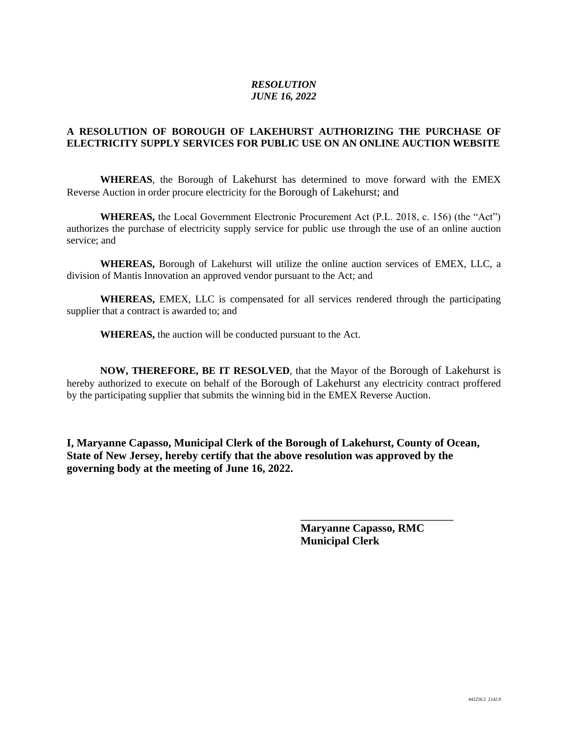***RESOLUTION***
***JUNE 16, 2022***

**A RESOLUTION OF BOROUGH OF LAKEHURST AUTHORIZING THE PURCHASE OF ELECTRICITY SUPPLY SERVICES FOR PUBLIC USE ON AN ONLINE AUCTION WEBSITE**

**WHEREAS**, the Borough of Lakehurst has determined to move forward with the EMEX Reverse Auction in order procure electricity for the Borough of Lakehurst; and

**WHEREAS,** the Local Government Electronic Procurement Act (P.L. 2018, c. 156) (the "Act") authorizes the purchase of electricity supply service for public use through the use of an online auction service; and

**WHEREAS,** Borough of Lakehurst will utilize the online auction services of EMEX, LLC, a division of Mantis Innovation an approved vendor pursuant to the Act; and

**WHEREAS,** EMEX, LLC is compensated for all services rendered through the participating supplier that a contract is awarded to; and

**WHEREAS,** the auction will be conducted pursuant to the Act.

**NOW, THEREFORE, BE IT RESOLVED**, that the Mayor of the Borough of Lakehurst is hereby authorized to execute on behalf of the Borough of Lakehurst any electricity contract proffered by the participating supplier that submits the winning bid in the EMEX Reverse Auction.

**I, Maryanne Capasso, Municipal Clerk of the Borough of Lakehurst, County of Ocean, State of New Jersey, hereby certify that the above resolution was approved by the governing body at the meeting of June 16, 2022.**

\_\_\_\_\_\_\_\_\_\_\_\_\_\_\_\_\_\_\_\_\_\_\_\_\_\_\_\_

**Maryanne Capasso, RMC**
**Municipal Clerk**

442256.2 2142.0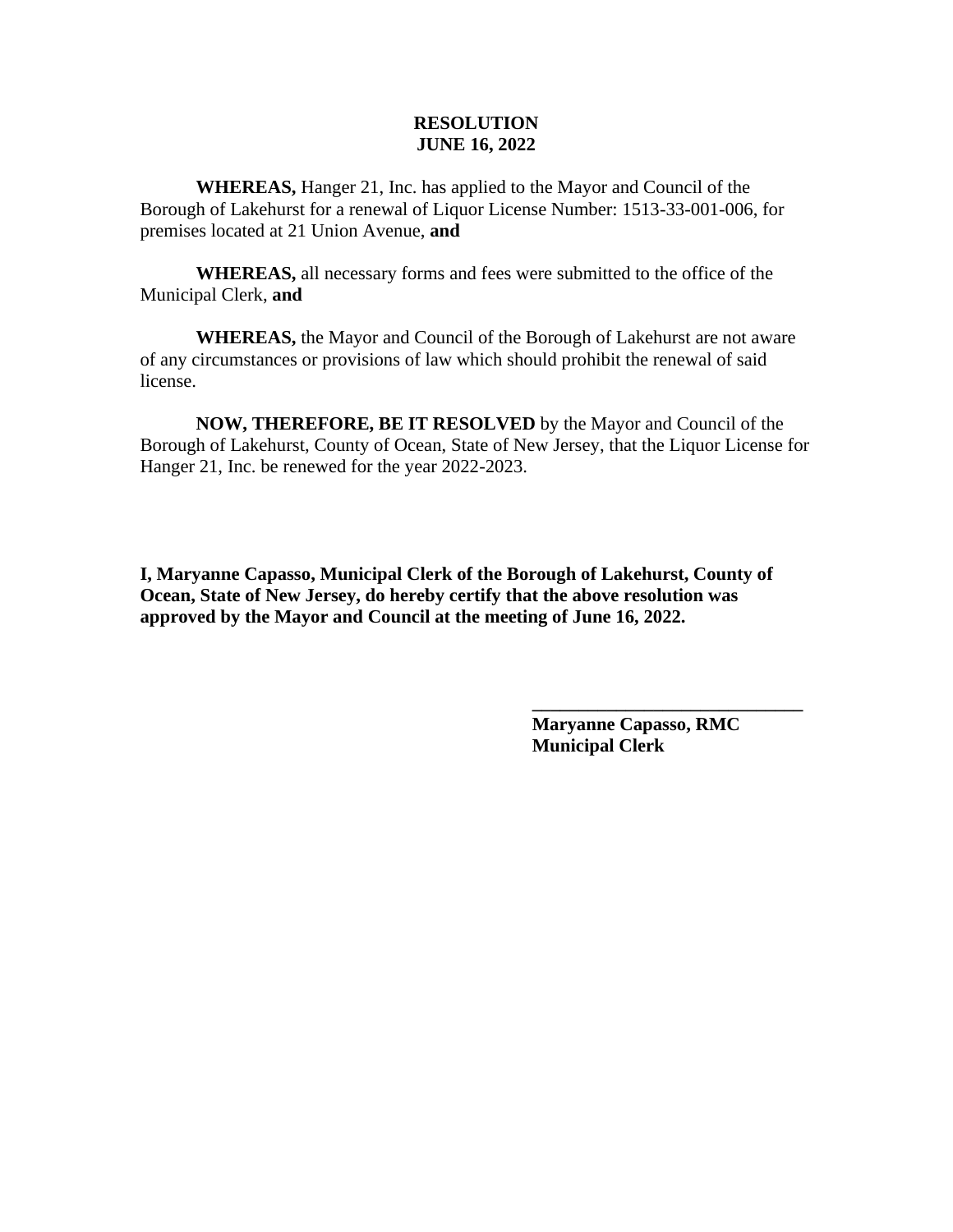**RESOLUTION**
**JUNE 16, 2022**

**WHEREAS,** Hanger 21, Inc. has applied to the Mayor and Council of the Borough of Lakehurst for a renewal of Liquor License Number: 1513-33-001-006, for premises located at 21 Union Avenue, **and**

**WHEREAS,** all necessary forms and fees were submitted to the office of the Municipal Clerk, **and**

**WHEREAS,** the Mayor and Council of the Borough of Lakehurst are not aware of any circumstances or provisions of law which should prohibit the renewal of said license.

**NOW, THEREFORE, BE IT RESOLVED** by the Mayor and Council of the Borough of Lakehurst, County of Ocean, State of New Jersey, that the Liquor License for Hanger 21, Inc. be renewed for the year 2022-2023.

**I, Maryanne Capasso, Municipal Clerk of the Borough of Lakehurst, County of Ocean, State of New Jersey, do hereby certify that the above resolution was approved by the Mayor and Council at the meeting of June 16, 2022.**

_____________________________

**Maryanne Capasso, RMC**
**Municipal Clerk**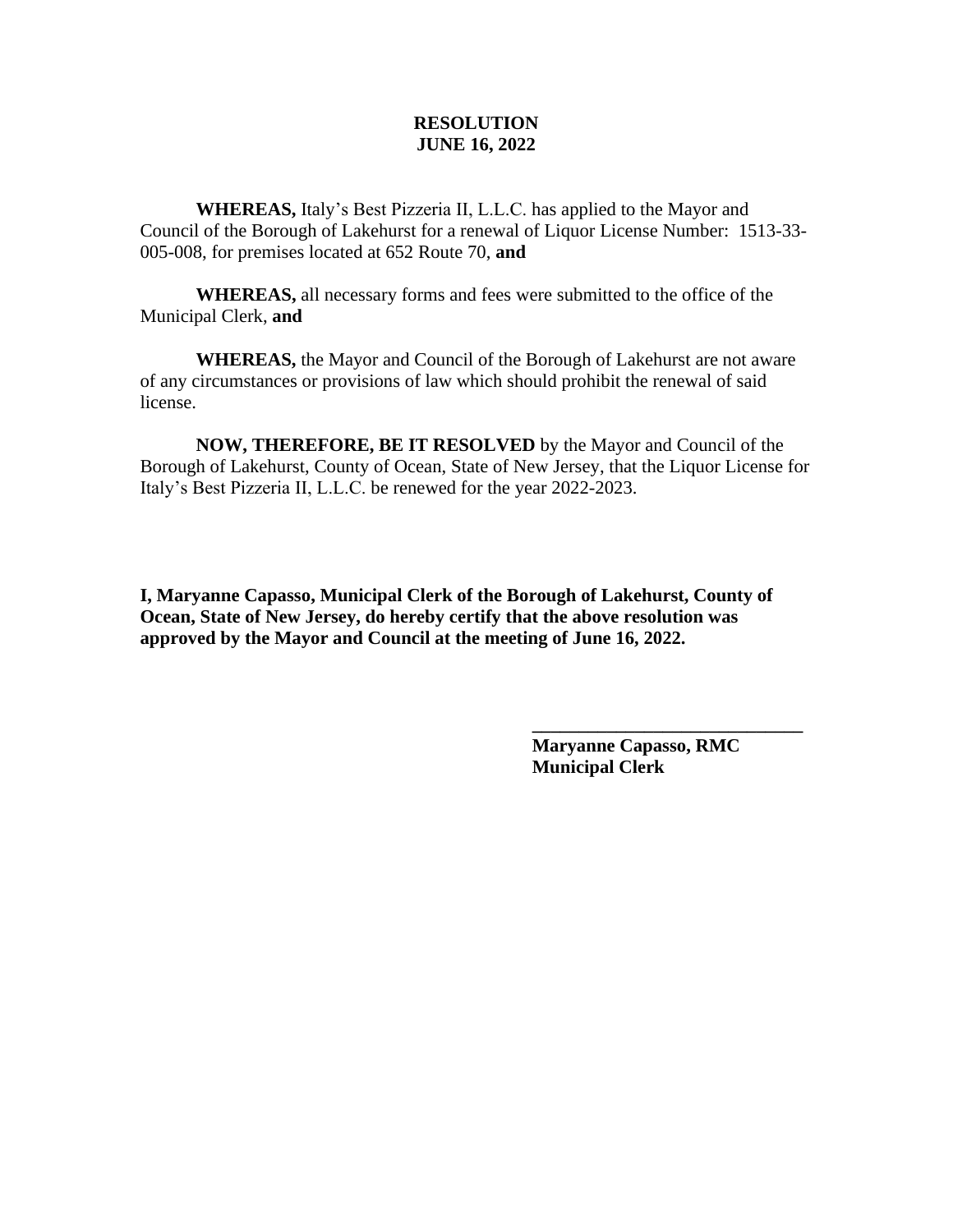**RESOLUTION**
**JUNE 16, 2022**

**WHEREAS,** Italy's Best Pizzeria II, L.L.C. has applied to the Mayor and Council of the Borough of Lakehurst for a renewal of Liquor License Number: 1513-33-005-008, for premises located at 652 Route 70, **and**

**WHEREAS,** all necessary forms and fees were submitted to the office of the Municipal Clerk, **and**

**WHEREAS,** the Mayor and Council of the Borough of Lakehurst are not aware of any circumstances or provisions of law which should prohibit the renewal of said license.

**NOW, THEREFORE, BE IT RESOLVED** by the Mayor and Council of the Borough of Lakehurst, County of Ocean, State of New Jersey, that the Liquor License for Italy's Best Pizzeria II, L.L.C. be renewed for the year 2022-2023.

**I, Maryanne Capasso, Municipal Clerk of the Borough of Lakehurst, County of Ocean, State of New Jersey, do hereby certify that the above resolution was approved by the Mayor and Council at the meeting of June 16, 2022.**

_____________________________
**Maryanne Capasso, RMC**
**Municipal Clerk**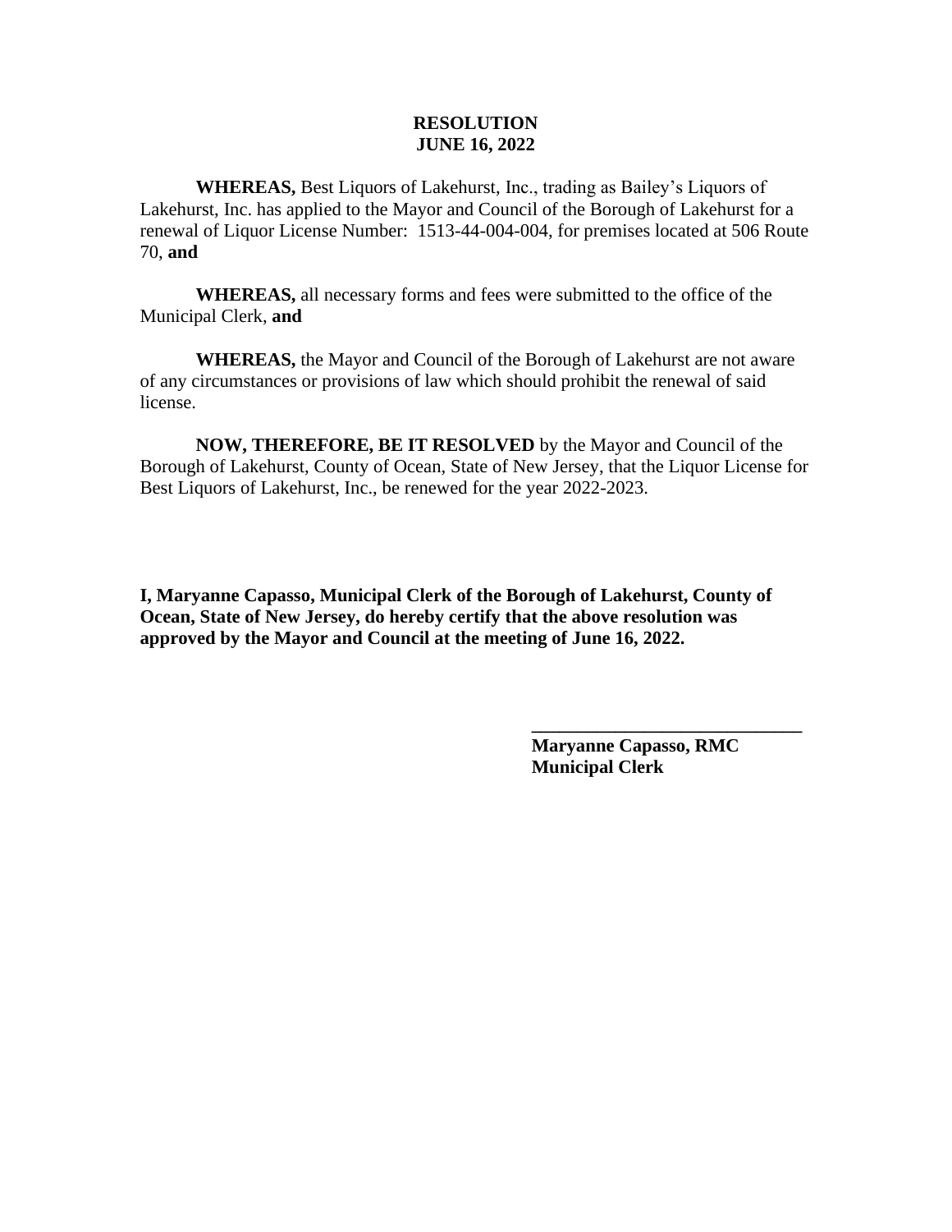**RESOLUTION**
**JUNE 16, 2022**

**WHEREAS,** Best Liquors of Lakehurst, Inc., trading as Bailey's Liquors of Lakehurst, Inc. has applied to the Mayor and Council of the Borough of Lakehurst for a renewal of Liquor License Number: 1513-44-004-004, for premises located at 506 Route 70, **and**

**WHEREAS,** all necessary forms and fees were submitted to the office of the Municipal Clerk, **and**

**WHEREAS,** the Mayor and Council of the Borough of Lakehurst are not aware of any circumstances or provisions of law which should prohibit the renewal of said license.

**NOW, THEREFORE, BE IT RESOLVED** by the Mayor and Council of the Borough of Lakehurst, County of Ocean, State of New Jersey, that the Liquor License for Best Liquors of Lakehurst, Inc., be renewed for the year 2022-2023.

**I, Maryanne Capasso, Municipal Clerk of the Borough of Lakehurst, County of Ocean, State of New Jersey, do hereby certify that the above resolution was approved by the Mayor and Council at the meeting of June 16, 2022.**

______________________________
**Maryanne Capasso, RMC**
**Municipal Clerk**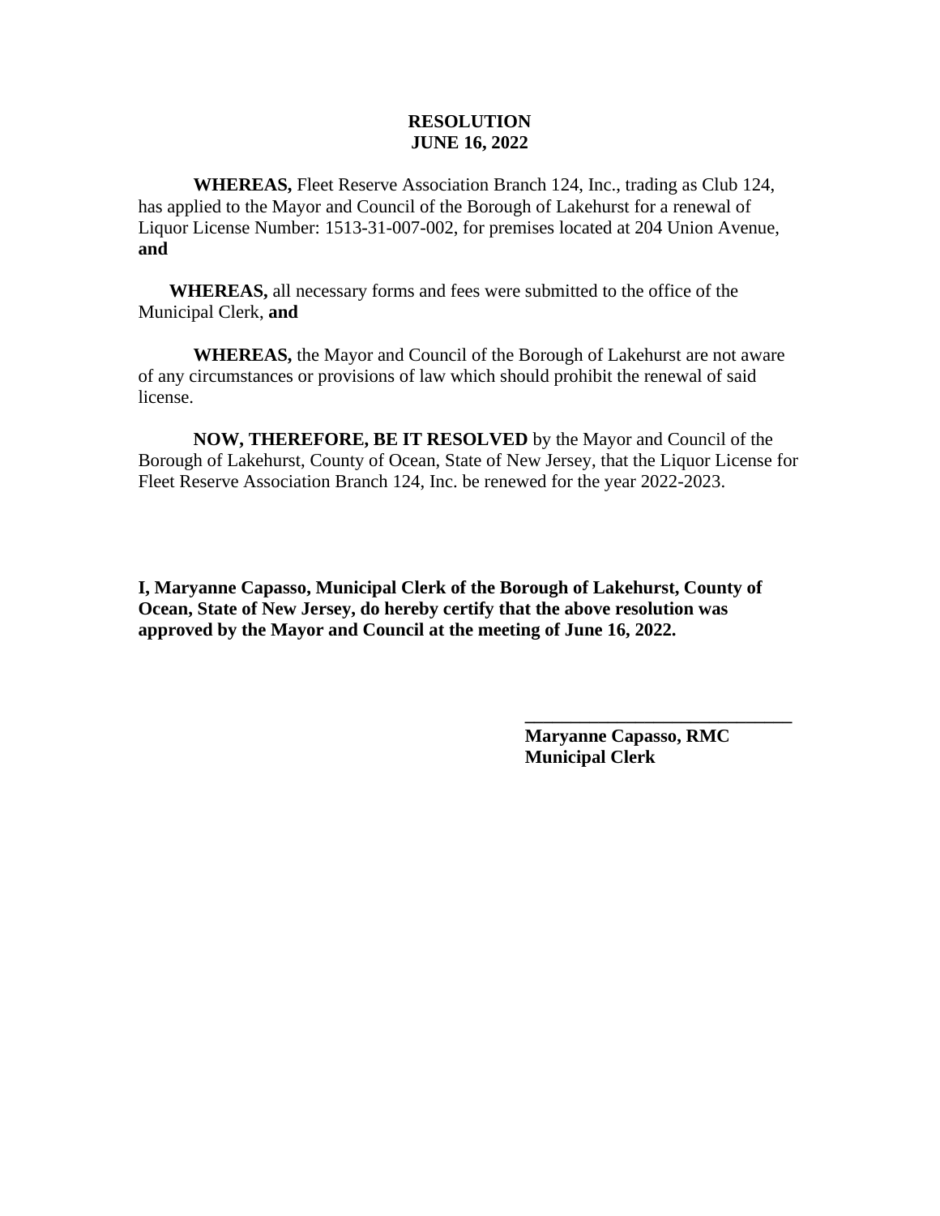**RESOLUTION**
**JUNE 16, 2022**

**WHEREAS,** Fleet Reserve Association Branch 124, Inc., trading as Club 124, has applied to the Mayor and Council of the Borough of Lakehurst for a renewal of Liquor License Number: 1513-31-007-002, for premises located at 204 Union Avenue, **and**

**WHEREAS,** all necessary forms and fees were submitted to the office of the Municipal Clerk, **and**

**WHEREAS,** the Mayor and Council of the Borough of Lakehurst are not aware of any circumstances or provisions of law which should prohibit the renewal of said license.

**NOW, THEREFORE, BE IT RESOLVED** by the Mayor and Council of the Borough of Lakehurst, County of Ocean, State of New Jersey, that the Liquor License for Fleet Reserve Association Branch 124, Inc. be renewed for the year 2022-2023.

**I, Maryanne Capasso, Municipal Clerk of the Borough of Lakehurst, County of Ocean, State of New Jersey, do hereby certify that the above resolution was approved by the Mayor and Council at the meeting of June 16, 2022.**

\_\_\_\_\_\_\_\_\_\_\_\_\_\_\_\_\_\_\_\_\_\_\_\_\_\_\_\_\_\_
**Maryanne Capasso, RMC**
**Municipal Clerk**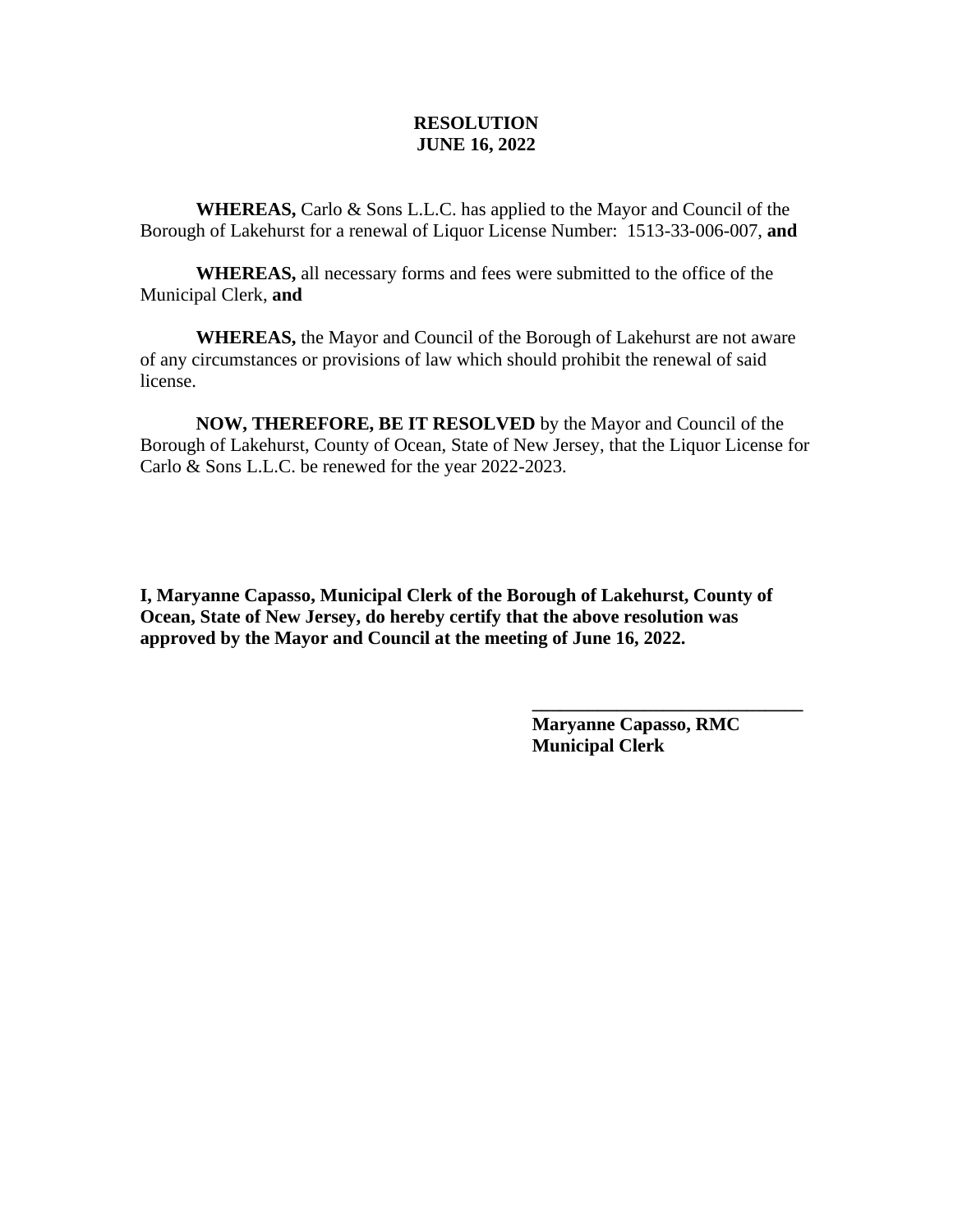**RESOLUTION**
**JUNE 16, 2022**

**WHEREAS,** Carlo & Sons L.L.C. has applied to the Mayor and Council of the Borough of Lakehurst for a renewal of Liquor License Number: 1513-33-006-007, **and**

**WHEREAS,** all necessary forms and fees were submitted to the office of the Municipal Clerk, **and**

**WHEREAS,** the Mayor and Council of the Borough of Lakehurst are not aware of any circumstances or provisions of law which should prohibit the renewal of said license.

**NOW, THEREFORE, BE IT RESOLVED** by the Mayor and Council of the Borough of Lakehurst, County of Ocean, State of New Jersey, that the Liquor License for Carlo & Sons L.L.C. be renewed for the year 2022-2023.

**I, Maryanne Capasso, Municipal Clerk of the Borough of Lakehurst, County of Ocean, State of New Jersey, do hereby certify that the above resolution was approved by the Mayor and Council at the meeting of June 16, 2022.**

\_\_\_\_\_\_\_\_\_\_\_\_\_\_\_\_\_\_\_\_\_\_\_\_\_\_\_\_\_\_

**Maryanne Capasso, RMC**
**Municipal Clerk**